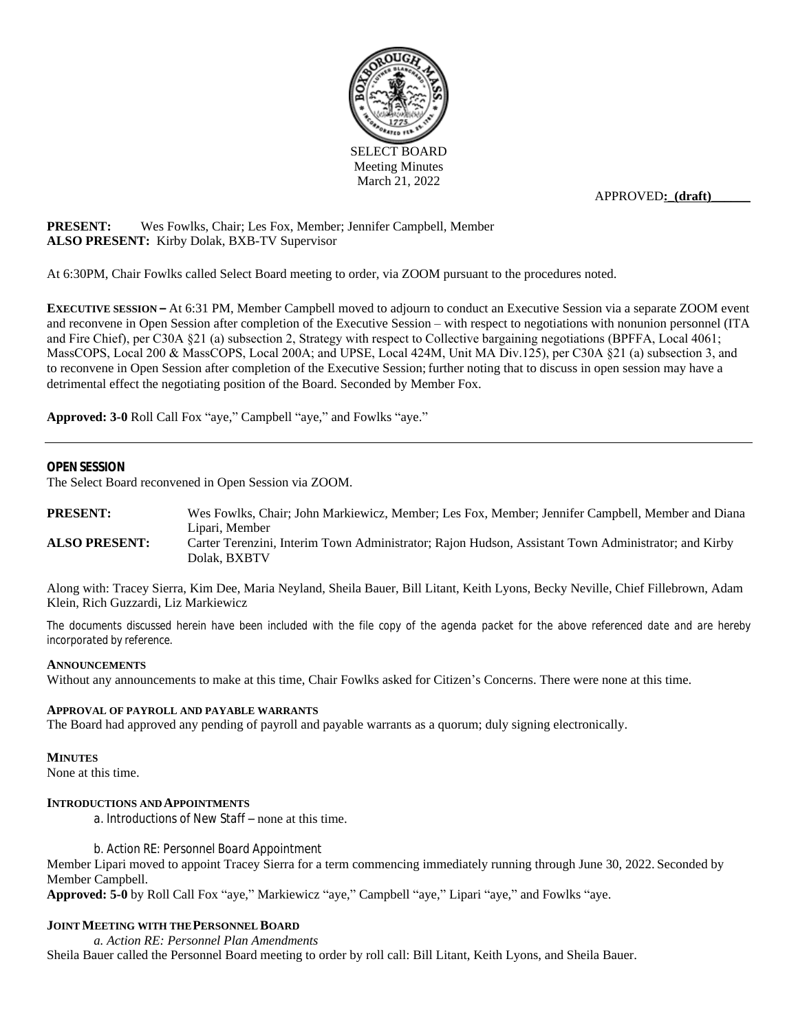SELECT BOARD
Meeting Minutes
March 21, 2022

APPROVED: (draft)

**PRESENT:** Wes Fowlks, Chair; Les Fox, Member; Jennifer Campbell, Member
**ALSO PRESENT:** Kirby Dolak, BXB-TV Supervisor

At 6:30PM, Chair Fowlks called Select Board meeting to order, via ZOOM pursuant to the procedures noted.

**EXECUTIVE SESSION –** At 6:31 PM, Member Campbell moved to adjourn to conduct an Executive Session via a separate ZOOM event and reconvene in Open Session after completion of the Executive Session – with respect to negotiations with nonunion personnel (ITA and Fire Chief), per C30A §21 (a) subsection 2, Strategy with respect to Collective bargaining negotiations (BPFFA, Local 4061; MassCOPS, Local 200 & MassCOPS, Local 200A; and UPSE, Local 424M, Unit MA Div.125), per C30A §21 (a) subsection 3, and to reconvene in Open Session after completion of the Executive Session; further noting that to discuss in open session may have a detrimental effect the negotiating position of the Board. Seconded by Member Fox.

**Approved: 3-0** Roll Call Fox "aye," Campbell "aye," and Fowlks "aye."

---

**OPEN SESSION**
The Select Board reconvened in Open Session via ZOOM.

**PRESENT:** Wes Fowlks, Chair; John Markiewicz, Member; Les Fox, Member; Jennifer Campbell, Member and Diana Lipari, Member
**ALSO PRESENT:** Carter Terenzini, Interim Town Administrator; Rajon Hudson, Assistant Town Administrator; and Kirby Dolak, BXBTV

Along with: Tracey Sierra, Kim Dee, Maria Neyland, Sheila Bauer, Bill Litant, Keith Lyons, Becky Neville, Chief Fillebrown, Adam Klein, Rich Guzzardi, Liz Markiewicz

The documents discussed herein have been included with the file copy of the agenda packet for the above referenced date and are hereby incorporated by reference.

**ANNOUNCEMENTS**
Without any announcements to make at this time, Chair Fowlks asked for Citizen's Concerns. There were none at this time.

**APPROVAL OF PAYROLL AND PAYABLE WARRANTS**
The Board had approved any pending of payroll and payable warrants as a quorum; duly signing electronically.

**MINUTES**
None at this time.

**INTRODUCTIONS AND APPOINTMENTS**

a. Introductions of New Staff – none at this time.

b. Action RE: Personnel Board Appointment

Member Lipari moved to appoint Tracey Sierra for a term commencing immediately running through June 30, 2022. Seconded by Member Campbell.
**Approved: 5-0** by Roll Call Fox "aye," Markiewicz "aye," Campbell "aye," Lipari "aye," and Fowlks "aye.

**JOINT MEETING WITH THE PERSONNEL BOARD**

*a. Action RE: Personnel Plan Amendments*

Sheila Bauer called the Personnel Board meeting to order by roll call: Bill Litant, Keith Lyons, and Sheila Bauer.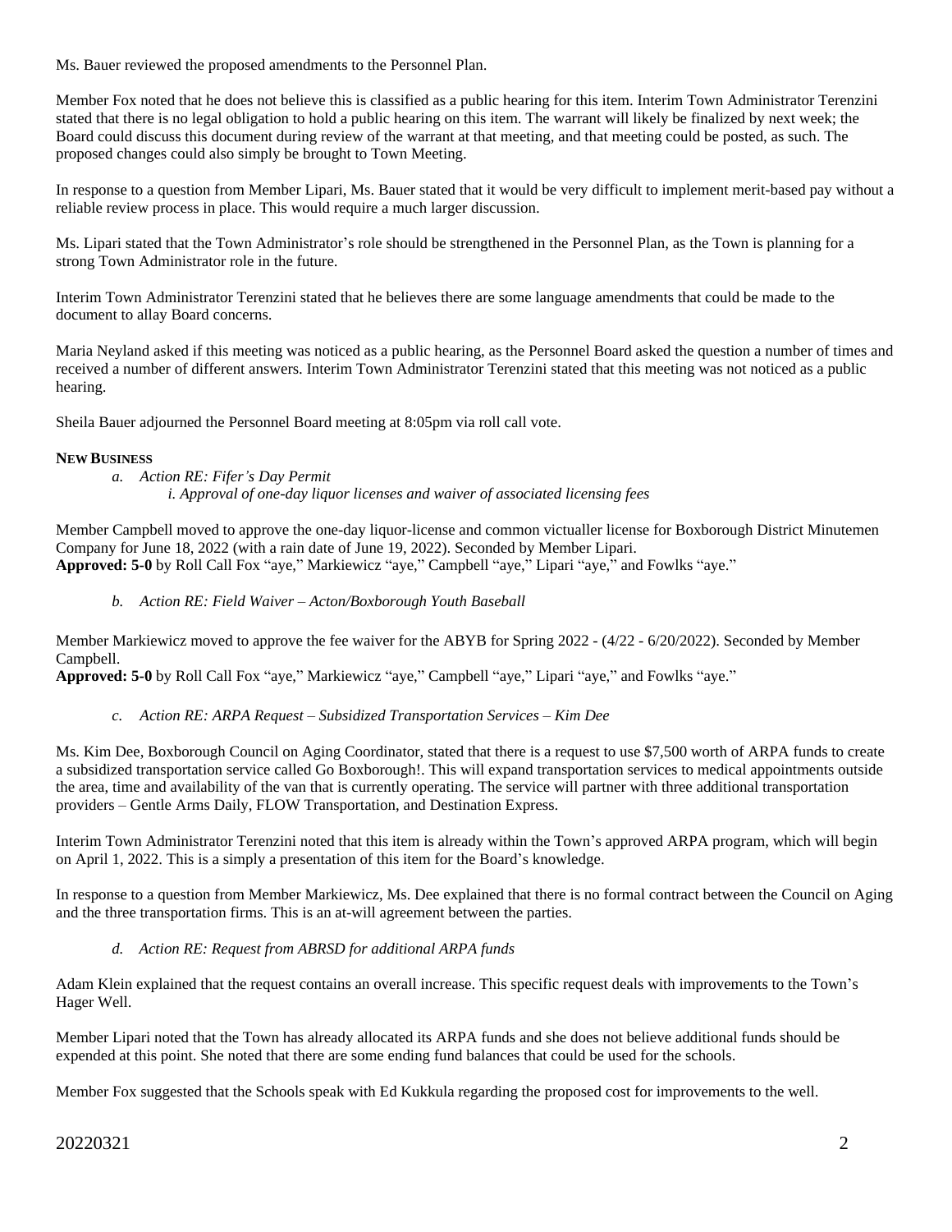Ms. Bauer reviewed the proposed amendments to the Personnel Plan.

Member Fox noted that he does not believe this is classified as a public hearing for this item. Interim Town Administrator Terenzini stated that there is no legal obligation to hold a public hearing on this item. The warrant will likely be finalized by next week; the Board could discuss this document during review of the warrant at that meeting, and that meeting could be posted, as such. The proposed changes could also simply be brought to Town Meeting.

In response to a question from Member Lipari, Ms. Bauer stated that it would be very difficult to implement merit-based pay without a reliable review process in place. This would require a much larger discussion.

Ms. Lipari stated that the Town Administrator's role should be strengthened in the Personnel Plan, as the Town is planning for a strong Town Administrator role in the future.

Interim Town Administrator Terenzini stated that he believes there are some language amendments that could be made to the document to allay Board concerns.

Maria Neyland asked if this meeting was noticed as a public hearing, as the Personnel Board asked the question a number of times and received a number of different answers. Interim Town Administrator Terenzini stated that this meeting was not noticed as a public hearing.

Sheila Bauer adjourned the Personnel Board meeting at 8:05pm via roll call vote.

**NEW BUSINESS**

*a. Action RE: Fifer's Day Permit*

*i. Approval of one-day liquor licenses and waiver of associated licensing fees*

Member Campbell moved to approve the one-day liquor-license and common victualler license for Boxborough District Minutemen Company for June 18, 2022 (with a rain date of June 19, 2022). Seconded by Member Lipari.
**Approved: 5-0** by Roll Call Fox "aye," Markiewicz "aye," Campbell "aye," Lipari "aye," and Fowlks "aye."

*b. Action RE: Field Waiver – Acton/Boxborough Youth Baseball*

Member Markiewicz moved to approve the fee waiver for the ABYB for Spring 2022 - (4/22 - 6/20/2022). Seconded by Member Campbell.
**Approved: 5-0** by Roll Call Fox "aye," Markiewicz "aye," Campbell "aye," Lipari "aye," and Fowlks "aye."

*c. Action RE: ARPA Request – Subsidized Transportation Services – Kim Dee*

Ms. Kim Dee, Boxborough Council on Aging Coordinator, stated that there is a request to use $7,500 worth of ARPA funds to create a subsidized transportation service called Go Boxborough!. This will expand transportation services to medical appointments outside the area, time and availability of the van that is currently operating. The service will partner with three additional transportation providers – Gentle Arms Daily, FLOW Transportation, and Destination Express.

Interim Town Administrator Terenzini noted that this item is already within the Town's approved ARPA program, which will begin on April 1, 2022. This is a simply a presentation of this item for the Board's knowledge.

In response to a question from Member Markiewicz, Ms. Dee explained that there is no formal contract between the Council on Aging and the three transportation firms. This is an at-will agreement between the parties.

*d. Action RE: Request from ABRSD for additional ARPA funds*

Adam Klein explained that the request contains an overall increase. This specific request deals with improvements to the Town's Hager Well.

Member Lipari noted that the Town has already allocated its ARPA funds and she does not believe additional funds should be expended at this point. She noted that there are some ending fund balances that could be used for the schools.

Member Fox suggested that the Schools speak with Ed Kukkula regarding the proposed cost for improvements to the well.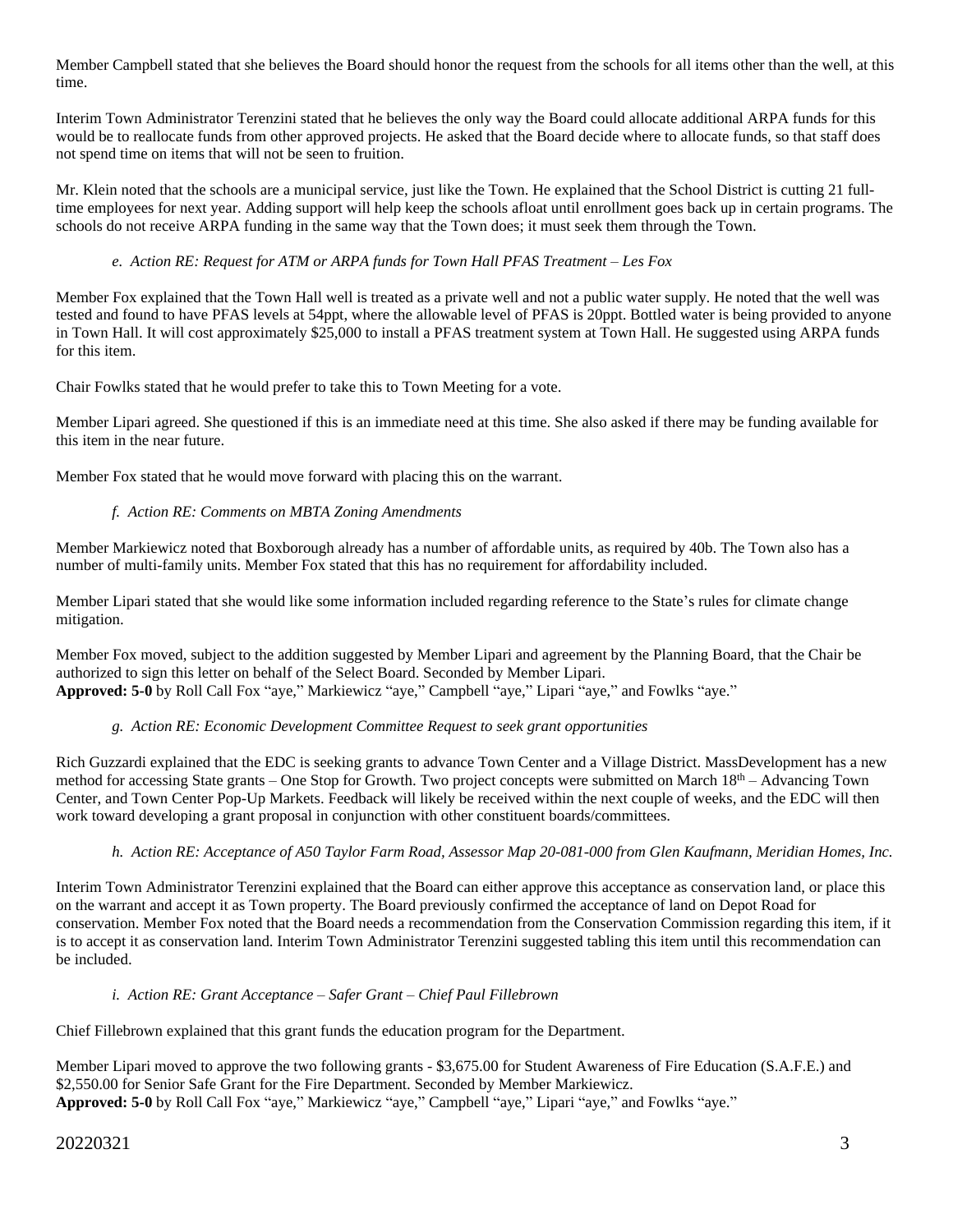Member Campbell stated that she believes the Board should honor the request from the schools for all items other than the well, at this time.

Interim Town Administrator Terenzini stated that he believes the only way the Board could allocate additional ARPA funds for this would be to reallocate funds from other approved projects. He asked that the Board decide where to allocate funds, so that staff does not spend time on items that will not be seen to fruition.

Mr. Klein noted that the schools are a municipal service, just like the Town. He explained that the School District is cutting 21 full-time employees for next year. Adding support will help keep the schools afloat until enrollment goes back up in certain programs. The schools do not receive ARPA funding in the same way that the Town does; it must seek them through the Town.

*e. Action RE: Request for ATM or ARPA funds for Town Hall PFAS Treatment – Les Fox*

Member Fox explained that the Town Hall well is treated as a private well and not a public water supply. He noted that the well was tested and found to have PFAS levels at 54ppt, where the allowable level of PFAS is 20ppt. Bottled water is being provided to anyone in Town Hall. It will cost approximately $25,000 to install a PFAS treatment system at Town Hall. He suggested using ARPA funds for this item.

Chair Fowlks stated that he would prefer to take this to Town Meeting for a vote.

Member Lipari agreed. She questioned if this is an immediate need at this time. She also asked if there may be funding available for this item in the near future.

Member Fox stated that he would move forward with placing this on the warrant.

*f. Action RE: Comments on MBTA Zoning Amendments*

Member Markiewicz noted that Boxborough already has a number of affordable units, as required by 40b. The Town also has a number of multi-family units. Member Fox stated that this has no requirement for affordability included.

Member Lipari stated that she would like some information included regarding reference to the State's rules for climate change mitigation.

Member Fox moved, subject to the addition suggested by Member Lipari and agreement by the Planning Board, that the Chair be authorized to sign this letter on behalf of the Select Board. Seconded by Member Lipari.
**Approved: 5-0** by Roll Call Fox "aye," Markiewicz "aye," Campbell "aye," Lipari "aye," and Fowlks "aye."

*g. Action RE: Economic Development Committee Request to seek grant opportunities*

Rich Guzzardi explained that the EDC is seeking grants to advance Town Center and a Village District. MassDevelopment has a new method for accessing State grants – One Stop for Growth. Two project concepts were submitted on March 18th – Advancing Town Center, and Town Center Pop-Up Markets. Feedback will likely be received within the next couple of weeks, and the EDC will then work toward developing a grant proposal in conjunction with other constituent boards/committees.

*h. Action RE: Acceptance of A50 Taylor Farm Road, Assessor Map 20-081-000 from Glen Kaufmann, Meridian Homes, Inc.*

Interim Town Administrator Terenzini explained that the Board can either approve this acceptance as conservation land, or place this on the warrant and accept it as Town property. The Board previously confirmed the acceptance of land on Depot Road for conservation. Member Fox noted that the Board needs a recommendation from the Conservation Commission regarding this item, if it is to accept it as conservation land. Interim Town Administrator Terenzini suggested tabling this item until this recommendation can be included.

*i. Action RE: Grant Acceptance – Safer Grant – Chief Paul Fillebrown*

Chief Fillebrown explained that this grant funds the education program for the Department.

Member Lipari moved to approve the two following grants - $3,675.00 for Student Awareness of Fire Education (S.A.F.E.) and $2,550.00 for Senior Safe Grant for the Fire Department. Seconded by Member Markiewicz.
**Approved: 5-0** by Roll Call Fox "aye," Markiewicz "aye," Campbell "aye," Lipari "aye," and Fowlks "aye."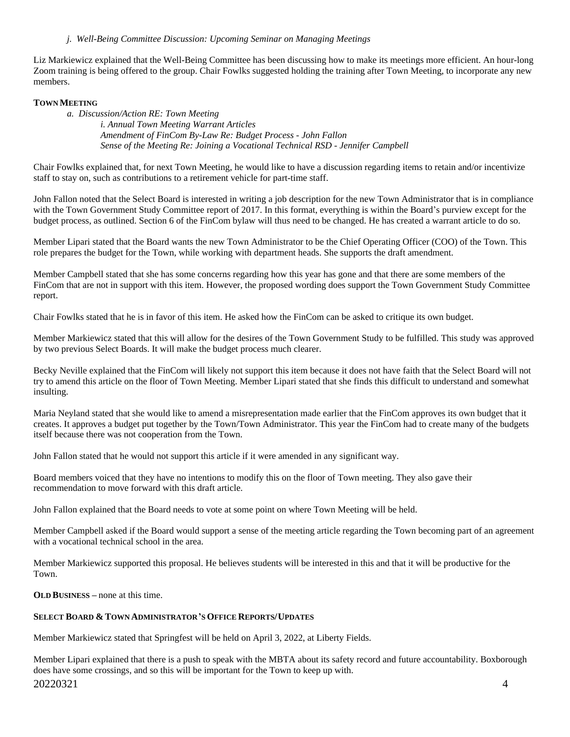*j. Well-Being Committee Discussion: Upcoming Seminar on Managing Meetings*

Liz Markiewicz explained that the Well-Being Committee has been discussing how to make its meetings more efficient. An hour-long Zoom training is being offered to the group. Chair Fowlks suggested holding the training after Town Meeting, to incorporate any new members.

**TOWN MEETING**

*a. Discussion/Action RE: Town Meeting*

*i. Annual Town Meeting Warrant Articles*

*Amendment of FinCom By-Law Re: Budget Process - John Fallon*

*Sense of the Meeting Re: Joining a Vocational Technical RSD - Jennifer Campbell*

Chair Fowlks explained that, for next Town Meeting, he would like to have a discussion regarding items to retain and/or incentivize staff to stay on, such as contributions to a retirement vehicle for part-time staff.

John Fallon noted that the Select Board is interested in writing a job description for the new Town Administrator that is in compliance with the Town Government Study Committee report of 2017. In this format, everything is within the Board's purview except for the budget process, as outlined. Section 6 of the FinCom bylaw will thus need to be changed. He has created a warrant article to do so.

Member Lipari stated that the Board wants the new Town Administrator to be the Chief Operating Officer (COO) of the Town. This role prepares the budget for the Town, while working with department heads. She supports the draft amendment.

Member Campbell stated that she has some concerns regarding how this year has gone and that there are some members of the FinCom that are not in support with this item. However, the proposed wording does support the Town Government Study Committee report.

Chair Fowlks stated that he is in favor of this item. He asked how the FinCom can be asked to critique its own budget.

Member Markiewicz stated that this will allow for the desires of the Town Government Study to be fulfilled. This study was approved by two previous Select Boards. It will make the budget process much clearer.

Becky Neville explained that the FinCom will likely not support this item because it does not have faith that the Select Board will not try to amend this article on the floor of Town Meeting. Member Lipari stated that she finds this difficult to understand and somewhat insulting.

Maria Neyland stated that she would like to amend a misrepresentation made earlier that the FinCom approves its own budget that it creates. It approves a budget put together by the Town/Town Administrator. This year the FinCom had to create many of the budgets itself because there was not cooperation from the Town.

John Fallon stated that he would not support this article if it were amended in any significant way.

Board members voiced that they have no intentions to modify this on the floor of Town meeting. They also gave their recommendation to move forward with this draft article.

John Fallon explained that the Board needs to vote at some point on where Town Meeting will be held.

Member Campbell asked if the Board would support a sense of the meeting article regarding the Town becoming part of an agreement with a vocational technical school in the area.

Member Markiewicz supported this proposal. He believes students will be interested in this and that it will be productive for the Town.

**OLD BUSINESS –** none at this time.

**SELECT BOARD & TOWN ADMINISTRATOR'S OFFICE REPORTS/UPDATES**

Member Markiewicz stated that Springfest will be held on April 3, 2022, at Liberty Fields.

Member Lipari explained that there is a push to speak with the MBTA about its safety record and future accountability. Boxborough does have some crossings, and so this will be important for the Town to keep up with.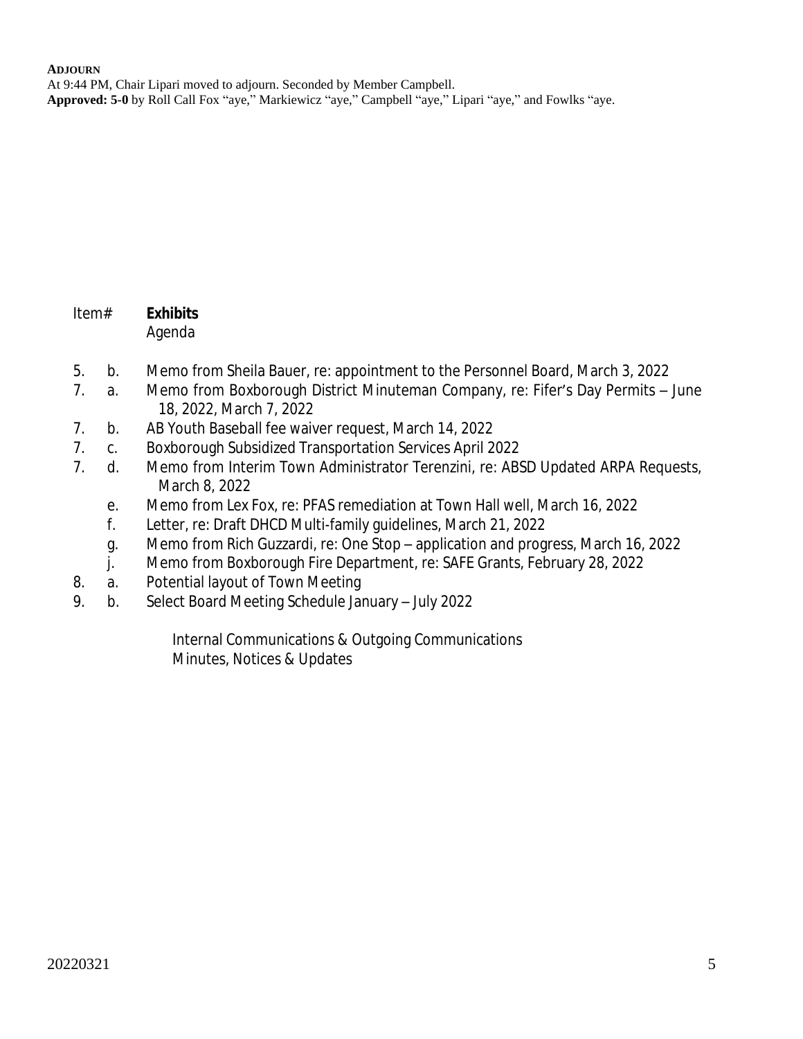**ADJOURN**

At 9:44 PM, Chair Lipari moved to adjourn. Seconded by Member Campbell.
**Approved: 5-0** by Roll Call Fox "aye," Markiewicz "aye," Campbell "aye," Lipari "aye," and Fowlks "aye.

| Item# | | **Exhibits** |
|---|---|---|
| | | Agenda |
| 5. | b. | Memo from Sheila Bauer, re: appointment to the Personnel Board, March 3, 2022 |
| 7. | a. | Memo from Boxborough District Minuteman Company, re: Fifer's Day Permits – June 18, 2022, March 7, 2022 |
| 7. | b. | AB Youth Baseball fee waiver request, March 14, 2022 |
| 7. | c. | Boxborough Subsidized Transportation Services April 2022 |
| 7. | d. | Memo from Interim Town Administrator Terenzini, re: ABSD Updated ARPA Requests, March 8, 2022 |
| | e. | Memo from Lex Fox, re: PFAS remediation at Town Hall well, March 16, 2022 |
| | f. | Letter, re: Draft DHCD Multi-family guidelines, March 21, 2022 |
| | g. | Memo from Rich Guzzardi, re: One Stop – application and progress, March 16, 2022 |
| | j. | Memo from Boxborough Fire Department, re: SAFE Grants, February 28, 2022 |
| 8. | a. | Potential layout of Town Meeting |
| 9. | b. | Select Board Meeting Schedule January – July 2022 |

Internal Communications & Outgoing Communications
Minutes, Notices & Updates